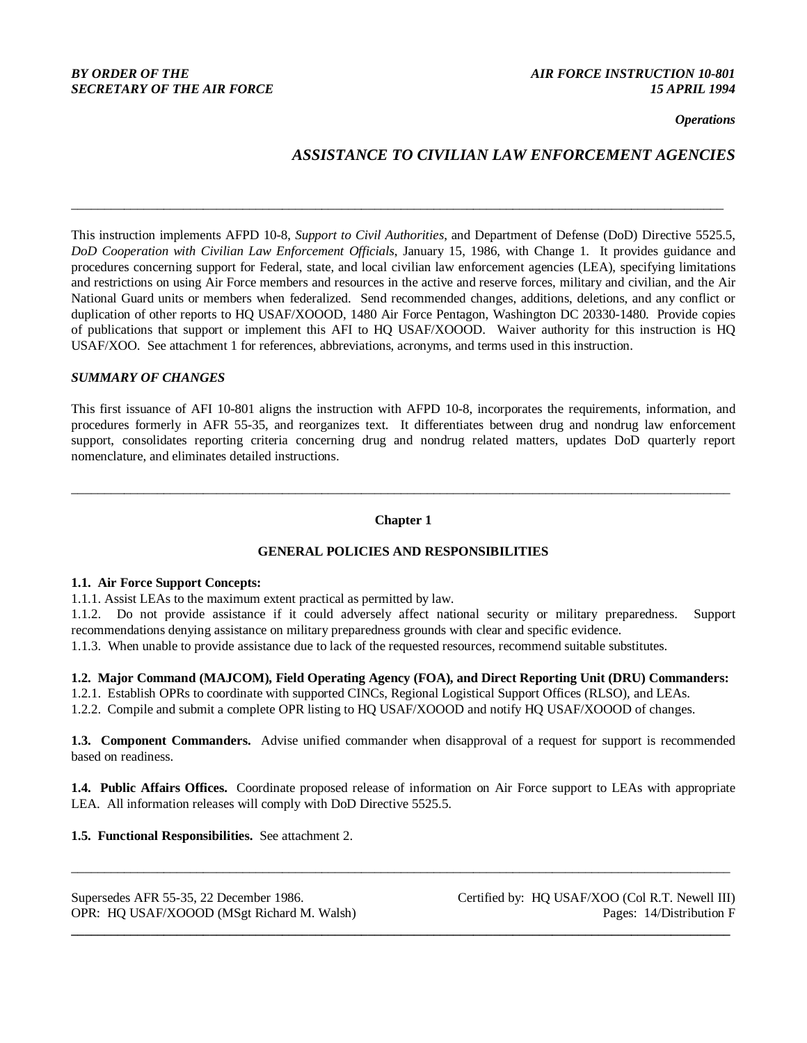**BY ORDER OF THE SECRETARY OF THE AIR FORCE**

**AIR FORCE INSTRUCTION 10-801**
**15 APRIL 1994**

*Operations*

# ASSISTANCE TO CIVILIAN LAW ENFORCEMENT AGENCIES

---

This instruction implements AFPD 10-8, *Support to Civil Authorities*, and Department of Defense (DoD) Directive 5525.5, *DoD Cooperation with Civilian Law Enforcement Officials*, January 15, 1986, with Change 1. It provides guidance and procedures concerning support for Federal, state, and local civilian law enforcement agencies (LEA), specifying limitations and restrictions on using Air Force members and resources in the active and reserve forces, military and civilian, and the Air National Guard units or members when federalized. Send recommended changes, additions, deletions, and any conflict or duplication of other reports to HQ USAF/XOOOD, 1480 Air Force Pentagon, Washington DC 20330-1480. Provide copies of publications that support or implement this AFI to HQ USAF/XOOOD. Waiver authority for this instruction is HQ USAF/XOO. See attachment 1 for references, abbreviations, acronyms, and terms used in this instruction.

***SUMMARY OF CHANGES***

This first issuance of AFI 10-801 aligns the instruction with AFPD 10-8, incorporates the requirements, information, and procedures formerly in AFR 55-35, and reorganizes text. It differentiates between drug and nondrug law enforcement support, consolidates reporting criteria concerning drug and nondrug related matters, updates DoD quarterly report nomenclature, and eliminates detailed instructions.

---

## Chapter 1

## GENERAL POLICIES AND RESPONSIBILITIES

**1.1. Air Force Support Concepts:**

1.1.1. Assist LEAs to the maximum extent practical as permitted by law.

1.1.2. Do not provide assistance if it could adversely affect national security or military preparedness. Support recommendations denying assistance on military preparedness grounds with clear and specific evidence.

1.1.3. When unable to provide assistance due to lack of the requested resources, recommend suitable substitutes.

**1.2. Major Command (MAJCOM), Field Operating Agency (FOA), and Direct Reporting Unit (DRU) Commanders:**

1.2.1. Establish OPRs to coordinate with supported CINCs, Regional Logistical Support Offices (RLSO), and LEAs.

1.2.2. Compile and submit a complete OPR listing to HQ USAF/XOOOD and notify HQ USAF/XOOOD of changes.

**1.3. Component Commanders.** Advise unified commander when disapproval of a request for support is recommended based on readiness.

**1.4. Public Affairs Offices.** Coordinate proposed release of information on Air Force support to LEAs with appropriate LEA. All information releases will comply with DoD Directive 5525.5.

**1.5. Functional Responsibilities.** See attachment 2.

---

Supersedes AFR 55-35, 22 December 1986.
OPR: HQ USAF/XOOOD (MSgt Richard M. Walsh)

Certified by: HQ USAF/XOO (Col R.T. Newell III)
Pages: 14/Distribution F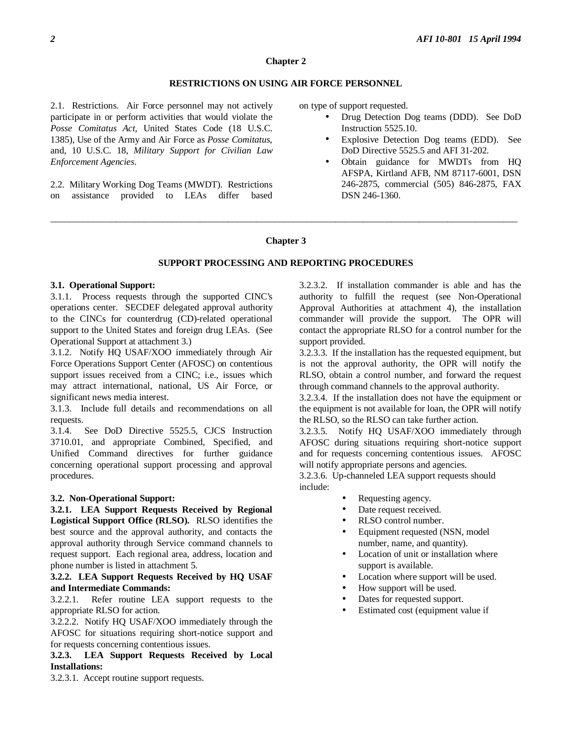## Chapter 2

### RESTRICTIONS ON USING AIR FORCE PERSONNEL

2.1. Restrictions. Air Force personnel may not actively participate in or perform activities that would violate the *Posse Comitatus Act*, United States Code (18 U.S.C. 1385), Use of the Army and Air Force as *Posse Comitatus*, and, 10 U.S.C. 18, *Military Support for Civilian Law Enforcement Agencies*.

2.2. Military Working Dog Teams (MWDT). Restrictions on assistance provided to LEAs differ based on type of support requested.

- Drug Detection Dog teams (DDD). See DoD Instruction 5525.10.
- Explosive Detection Dog teams (EDD). See DoD Directive 5525.5 and AFI 31-202.
- Obtain guidance for MWDTs from HQ AFSPA, Kirtland AFB, NM 87117-6001, DSN 246-2875, commercial (505) 846-2875, FAX DSN 246-1360.

---

## Chapter 3

### SUPPORT PROCESSING AND REPORTING PROCEDURES

**3.1. Operational Support:**

3.1.1. Process requests through the supported CINC's operations center. SECDEF delegated approval authority to the CINCs for counterdrug (CD)-related operational support to the United States and foreign drug LEAs. (See Operational Support at attachment 3.)

3.1.2. Notify HQ USAF/XOO immediately through Air Force Operations Support Center (AFOSC) on contentious support issues received from a CINC; i.e., issues which may attract international, national, US Air Force, or significant news media interest.

3.1.3. Include full details and recommendations on all requests.

3.1.4. See DoD Directive 5525.5, CJCS Instruction 3710.01, and appropriate Combined, Specified, and Unified Command directives for further guidance concerning operational support processing and approval procedures.

**3.2. Non-Operational Support:**

**3.2.1. LEA Support Requests Received by Regional Logistical Support Office (RLSO).** RLSO identifies the best source and the approval authority, and contacts the approval authority through Service command channels to request support. Each regional area, address, location and phone number is listed in attachment 5.

**3.2.2. LEA Support Requests Received by HQ USAF and Intermediate Commands:**

3.2.2.1. Refer routine LEA support requests to the appropriate RLSO for action.

3.2.2.2. Notify HQ USAF/XOO immediately through the AFOSC for situations requiring short-notice support and for requests concerning contentious issues.

**3.2.3. LEA Support Requests Received by Local Installations:**

3.2.3.1. Accept routine support requests.

3.2.3.2. If installation commander is able and has the authority to fulfill the request (see Non-Operational Approval Authorities at attachment 4), the installation commander will provide the support. The OPR will contact the appropriate RLSO for a control number for the support provided.

3.2.3.3. If the installation has the requested equipment, but is not the approval authority, the OPR will notify the RLSO, obtain a control number, and forward the request through command channels to the approval authority.

3.2.3.4. If the installation does not have the equipment or the equipment is not available for loan, the OPR will notify the RLSO, so the RLSO can take further action.

3.2.3.5. Notify HQ USAF/XOO immediately through AFOSC during situations requiring short-notice support and for requests concerning contentious issues. AFOSC will notify appropriate persons and agencies.

3.2.3.6. Up-channeled LEA support requests should include:

- Requesting agency.
- Date request received.
- RLSO control number.
- Equipment requested (NSN, model number, name, and quantity).
- Location of unit or installation where support is available.
- Location where support will be used.
- How support will be used.
- Dates for requested support.
- Estimated cost (equipment value if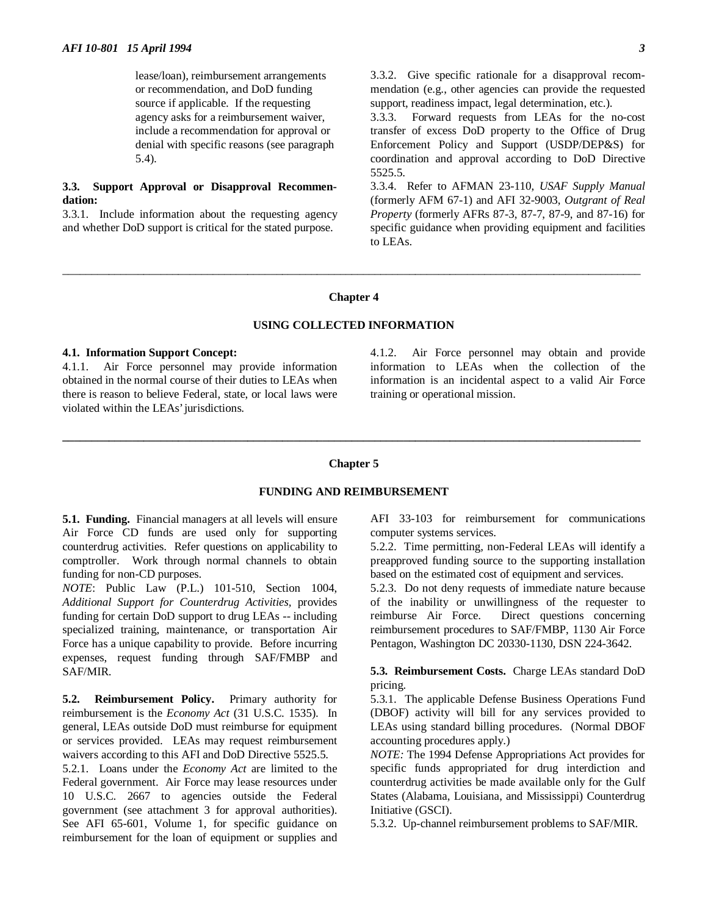lease/loan), reimbursement arrangements or recommendation, and DoD funding source if applicable. If the requesting agency asks for a reimbursement waiver, include a recommendation for approval or denial with specific reasons (see paragraph 5.4).

**3.3. Support Approval or Disapproval Recommendation:**

3.3.1. Include information about the requesting agency and whether DoD support is critical for the stated purpose.

3.3.2. Give specific rationale for a disapproval recommendation (e.g., other agencies can provide the requested support, readiness impact, legal determination, etc.).

3.3.3. Forward requests from LEAs for the no-cost transfer of excess DoD property to the Office of Drug Enforcement Policy and Support (USDP/DEP&S) for coordination and approval according to DoD Directive 5525.5.

3.3.4. Refer to AFMAN 23-110, *USAF Supply Manual* (formerly AFM 67-1) and AFI 32-9003, *Outgrant of Real Property* (formerly AFRs 87-3, 87-7, 87-9, and 87-16) for specific guidance when providing equipment and facilities to LEAs.

---

## Chapter 4

## USING COLLECTED INFORMATION

**4.1. Information Support Concept:**

4.1.1. Air Force personnel may provide information obtained in the normal course of their duties to LEAs when there is reason to believe Federal, state, or local laws were violated within the LEAs' jurisdictions.

4.1.2. Air Force personnel may obtain and provide information to LEAs when the collection of the information is an incidental aspect to a valid Air Force training or operational mission.

---

## Chapter 5

## FUNDING AND REIMBURSEMENT

**5.1. Funding.** Financial managers at all levels will ensure Air Force CD funds are used only for supporting counterdrug activities. Refer questions on applicability to comptroller. Work through normal channels to obtain funding for non-CD purposes.

*NOTE*: Public Law (P.L.) 101-510, Section 1004, *Additional Support for Counterdrug Activities*, provides funding for certain DoD support to drug LEAs -- including specialized training, maintenance, or transportation Air Force has a unique capability to provide. Before incurring expenses, request funding through SAF/FMBP and SAF/MIR.

**5.2. Reimbursement Policy.** Primary authority for reimbursement is the *Economy Act* (31 U.S.C. 1535). In general, LEAs outside DoD must reimburse for equipment or services provided. LEAs may request reimbursement waivers according to this AFI and DoD Directive 5525.5.

5.2.1. Loans under the *Economy Act* are limited to the Federal government. Air Force may lease resources under 10 U.S.C. 2667 to agencies outside the Federal government (see attachment 3 for approval authorities). See AFI 65-601, Volume 1, for specific guidance on reimbursement for the loan of equipment or supplies and AFI 33-103 for reimbursement for communications computer systems services.

5.2.2. Time permitting, non-Federal LEAs will identify a preapproved funding source to the supporting installation based on the estimated cost of equipment and services.

5.2.3. Do not deny requests of immediate nature because of the inability or unwillingness of the requester to reimburse Air Force. Direct questions concerning reimbursement procedures to SAF/FMBP, 1130 Air Force Pentagon, Washington DC 20330-1130, DSN 224-3642.

**5.3. Reimbursement Costs.** Charge LEAs standard DoD pricing.

5.3.1. The applicable Defense Business Operations Fund (DBOF) activity will bill for any services provided to LEAs using standard billing procedures. (Normal DBOF accounting procedures apply.)

*NOTE:* The 1994 Defense Appropriations Act provides for specific funds appropriated for drug interdiction and counterdrug activities be made available only for the Gulf States (Alabama, Louisiana, and Mississippi) Counterdrug Initiative (GSCI).

5.3.2. Up-channel reimbursement problems to SAF/MIR.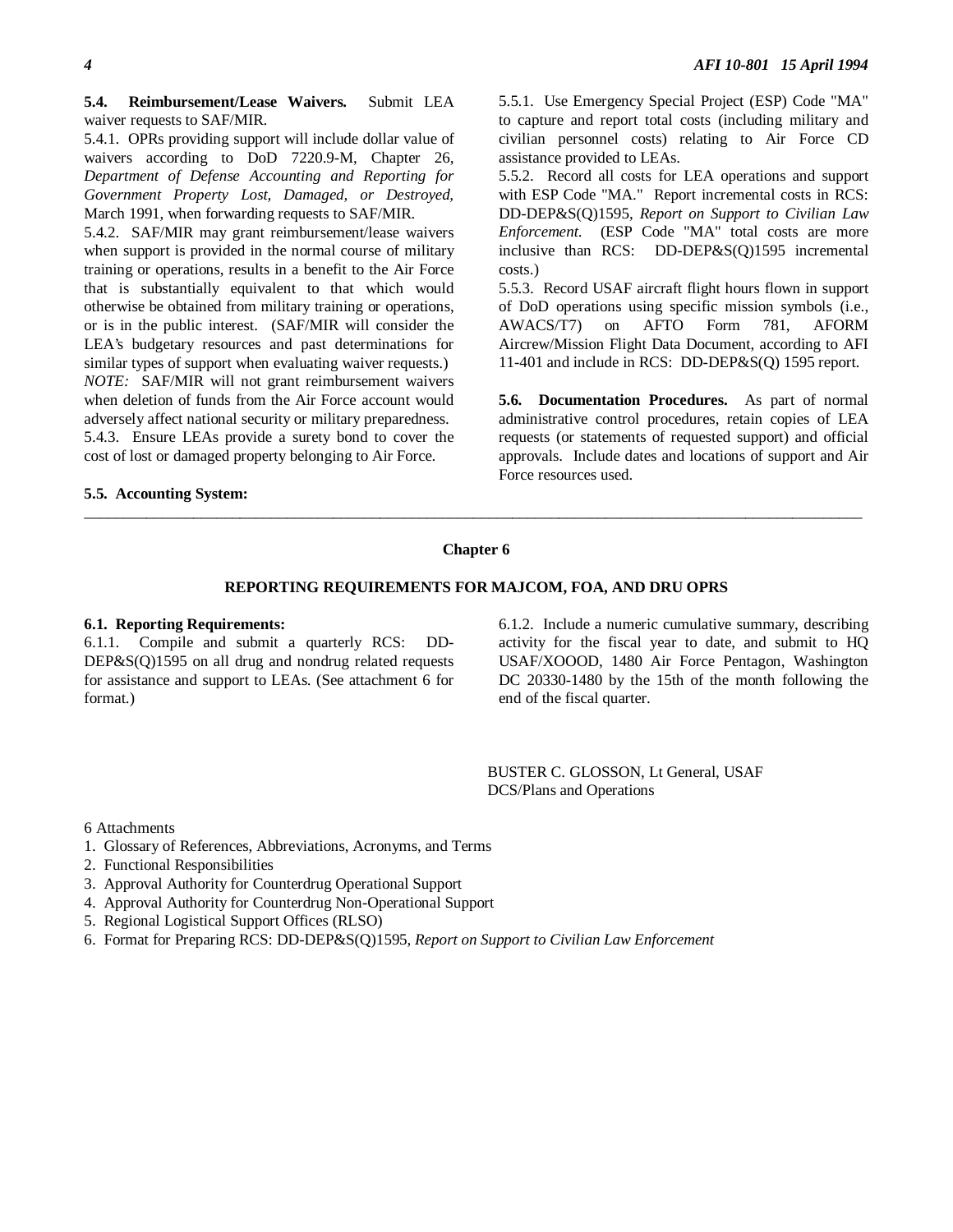**5.4. Reimbursement/Lease Waivers.** Submit LEA waiver requests to SAF/MIR.

5.4.1. OPRs providing support will include dollar value of waivers according to DoD 7220.9-M, Chapter 26, *Department of Defense Accounting and Reporting for Government Property Lost, Damaged, or Destroyed,* March 1991, when forwarding requests to SAF/MIR.

5.4.2. SAF/MIR may grant reimbursement/lease waivers when support is provided in the normal course of military training or operations, results in a benefit to the Air Force that is substantially equivalent to that which would otherwise be obtained from military training or operations, or is in the public interest. (SAF/MIR will consider the LEA's budgetary resources and past determinations for similar types of support when evaluating waiver requests.)

*NOTE:* SAF/MIR will not grant reimbursement waivers when deletion of funds from the Air Force account would adversely affect national security or military preparedness.

5.4.3. Ensure LEAs provide a surety bond to cover the cost of lost or damaged property belonging to Air Force.

**5.5. Accounting System:**

5.5.1. Use Emergency Special Project (ESP) Code "MA" to capture and report total costs (including military and civilian personnel costs) relating to Air Force CD assistance provided to LEAs.

5.5.2. Record all costs for LEA operations and support with ESP Code "MA." Report incremental costs in RCS: DD-DEP&S(Q)1595, *Report on Support to Civilian Law Enforcement.* (ESP Code "MA" total costs are more inclusive than RCS: DD-DEP&S(Q)1595 incremental costs.)

5.5.3. Record USAF aircraft flight hours flown in support of DoD operations using specific mission symbols (i.e., AWACS/T7) on AFTO Form 781, AFORM Aircrew/Mission Flight Data Document, according to AFI 11-401 and include in RCS: DD-DEP&S(Q) 1595 report.

**5.6. Documentation Procedures.** As part of normal administrative control procedures, retain copies of LEA requests (or statements of requested support) and official approvals. Include dates and locations of support and Air Force resources used.

---

## Chapter 6

## REPORTING REQUIREMENTS FOR MAJCOM, FOA, AND DRU OPRS

**6.1. Reporting Requirements:**

6.1.1. Compile and submit a quarterly RCS: DD-DEP&S(Q)1595 on all drug and nondrug related requests for assistance and support to LEAs. (See attachment 6 for format.)

6.1.2. Include a numeric cumulative summary, describing activity for the fiscal year to date, and submit to HQ USAF/XOOOD, 1480 Air Force Pentagon, Washington DC 20330-1480 by the 15th of the month following the end of the fiscal quarter.

BUSTER C. GLOSSON, Lt General, USAF
DCS/Plans and Operations

6 Attachments

1. Glossary of References, Abbreviations, Acronyms, and Terms
2. Functional Responsibilities
3. Approval Authority for Counterdrug Operational Support
4. Approval Authority for Counterdrug Non-Operational Support
5. Regional Logistical Support Offices (RLSO)
6. Format for Preparing RCS: DD-DEP&S(Q)1595, *Report on Support to Civilian Law Enforcement*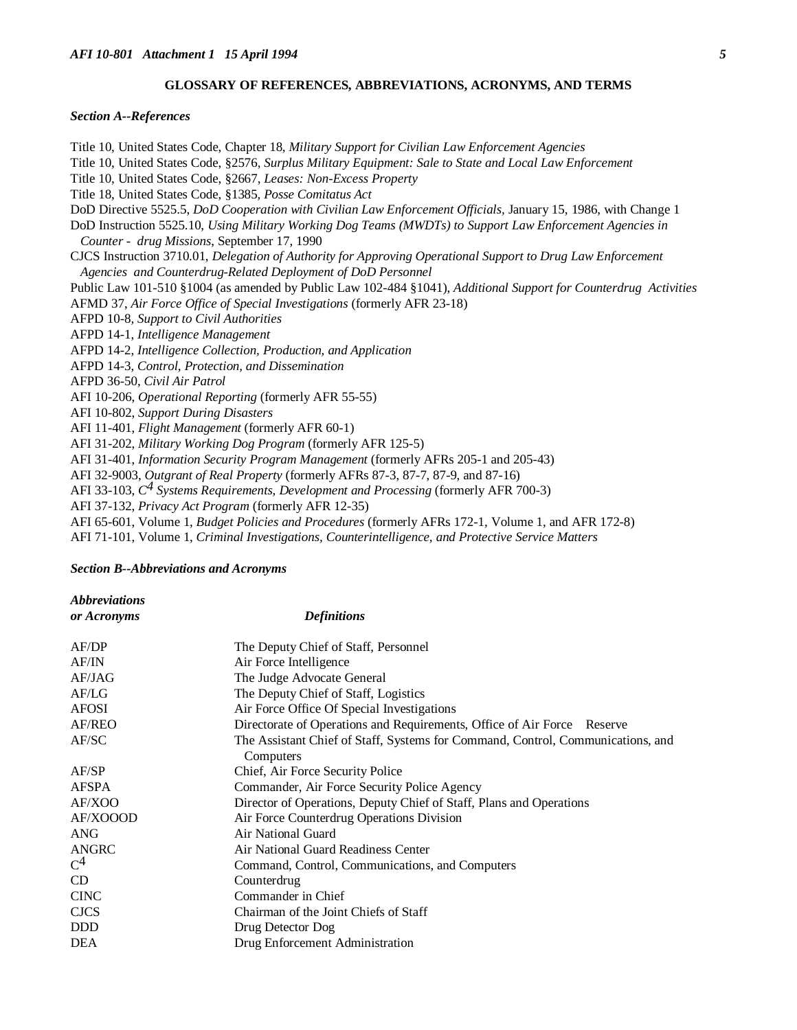## GLOSSARY OF REFERENCES, ABBREVIATIONS, ACRONYMS, AND TERMS

### *Section A--References*

Title 10, United States Code, Chapter 18, *Military Support for Civilian Law Enforcement Agencies*
Title 10, United States Code, §2576, *Surplus Military Equipment: Sale to State and Local Law Enforcement*
Title 10, United States Code, §2667, *Leases: Non-Excess Property*
Title 18, United States Code, §1385, *Posse Comitatus Act*
DoD Directive 5525.5, *DoD Cooperation with Civilian Law Enforcement Officials*, January 15, 1986, with Change 1
DoD Instruction 5525.10, *Using Military Working Dog Teams (MWDTs) to Support Law Enforcement Agencies in Counter - drug Missions*, September 17, 1990
CJCS Instruction 3710.01, *Delegation of Authority for Approving Operational Support to Drug Law Enforcement Agencies and Counterdrug-Related Deployment of DoD Personnel*
Public Law 101-510 §1004 (as amended by Public Law 102-484 §1041), *Additional Support for Counterdrug Activities*
AFMD 37, *Air Force Office of Special Investigations* (formerly AFR 23-18)
AFPD 10-8, *Support to Civil Authorities*
AFPD 14-1, *Intelligence Management*
AFPD 14-2, *Intelligence Collection, Production, and Application*
AFPD 14-3, *Control, Protection, and Dissemination*
AFPD 36-50, *Civil Air Patrol*
AFI 10-206, *Operational Reporting* (formerly AFR 55-55)
AFI 10-802, *Support During Disasters*
AFI 11-401, *Flight Management* (formerly AFR 60-1)
AFI 31-202, *Military Working Dog Program* (formerly AFR 125-5)
AFI 31-401, *Information Security Program Management* (formerly AFRs 205-1 and 205-43)
AFI 32-9003, *Outgrant of Real Property* (formerly AFRs 87-3, 87-7, 87-9, and 87-16)
AFI 33-103, *$C^4$ Systems Requirements, Development and Processing* (formerly AFR 700-3)
AFI 37-132, *Privacy Act Program* (formerly AFR 12-35)
AFI 65-601, Volume 1, *Budget Policies and Procedures* (formerly AFRs 172-1, Volume 1, and AFR 172-8)
AFI 71-101, Volume 1, *Criminal Investigations, Counterintelligence, and Protective Service Matters*

### *Section B--Abbreviations and Acronyms*

| *Abbreviations or Acronyms* | *Definitions* |
|---|---|
| AF/DP | The Deputy Chief of Staff, Personnel |
| AF/IN | Air Force Intelligence |
| AF/JAG | The Judge Advocate General |
| AF/LG | The Deputy Chief of Staff, Logistics |
| AFOSI | Air Force Office Of Special Investigations |
| AF/REO | Directorate of Operations and Requirements, Office of Air Force Reserve |
| AF/SC | The Assistant Chief of Staff, Systems for Command, Control, Communications, and Computers |
| AF/SP | Chief, Air Force Security Police |
| AFSPA | Commander, Air Force Security Police Agency |
| AF/XOO | Director of Operations, Deputy Chief of Staff, Plans and Operations |
| AF/XOOOD | Air Force Counterdrug Operations Division |
| ANG | Air National Guard |
| ANGRC | Air National Guard Readiness Center |
| $C^4$ | Command, Control, Communications, and Computers |
| CD | Counterdrug |
| CINC | Commander in Chief |
| CJCS | Chairman of the Joint Chiefs of Staff |
| DDD | Drug Detector Dog |
| DEA | Drug Enforcement Administration |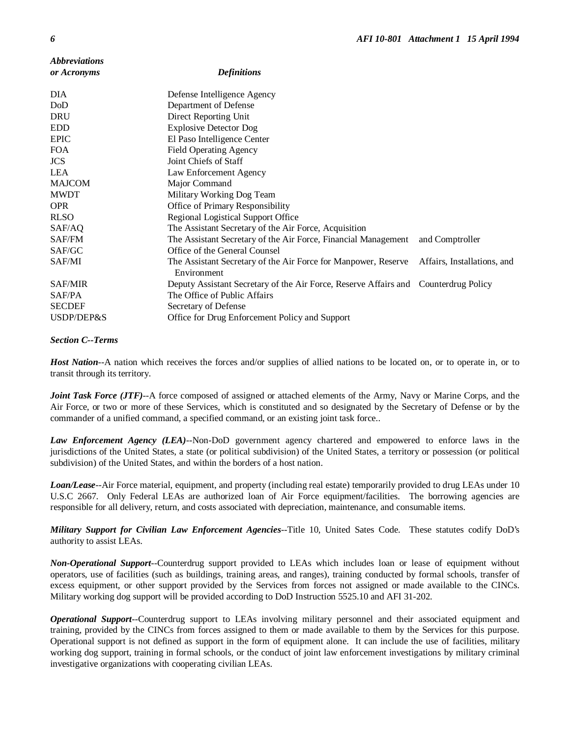| *Abbreviations or Acronyms* | *Definitions* |
| --- | --- |
| DIA | Defense Intelligence Agency |
| DoD | Department of Defense |
| DRU | Direct Reporting Unit |
| EDD | Explosive Detector Dog |
| EPIC | El Paso Intelligence Center |
| FOA | Field Operating Agency |
| JCS | Joint Chiefs of Staff |
| LEA | Law Enforcement Agency |
| MAJCOM | Major Command |
| MWDT | Military Working Dog Team |
| OPR | Office of Primary Responsibility |
| RLSO | Regional Logistical Support Office |
| SAF/AQ | The Assistant Secretary of the Air Force, Acquisition |
| SAF/FM | The Assistant Secretary of the Air Force, Financial Management and Comptroller |
| SAF/GC | Office of the General Counsel |
| SAF/MI | The Assistant Secretary of the Air Force for Manpower, Reserve Affairs, Installations, and Environment |
| SAF/MIR | Deputy Assistant Secretary of the Air Force, Reserve Affairs and Counterdrug Policy |
| SAF/PA | The Office of Public Affairs |
| SECDEF | Secretary of Defense |
| USDP/DEP&S | Office for Drug Enforcement Policy and Support |

***Section C--Terms***

***Host Nation***--A nation which receives the forces and/or supplies of allied nations to be located on, or to operate in, or to transit through its territory.

***Joint Task Force (JTF)***--A force composed of assigned or attached elements of the Army, Navy or Marine Corps, and the Air Force, or two or more of these Services, which is constituted and so designated by the Secretary of Defense or by the commander of a unified command, a specified command, or an existing joint task force..

***Law Enforcement Agency (LEA)***--Non-DoD government agency chartered and empowered to enforce laws in the jurisdictions of the United States, a state (or political subdivision) of the United States, a territory or possession (or political subdivision) of the United States, and within the borders of a host nation.

***Loan/Lease***--Air Force material, equipment, and property (including real estate) temporarily provided to drug LEAs under 10 U.S.C 2667. Only Federal LEAs are authorized loan of Air Force equipment/facilities. The borrowing agencies are responsible for all delivery, return, and costs associated with depreciation, maintenance, and consumable items.

***Military Support for Civilian Law Enforcement Agencies***--Title 10, United Sates Code. These statutes codify DoD's authority to assist LEAs.

***Non-Operational Support***--Counterdrug support provided to LEAs which includes loan or lease of equipment without operators, use of facilities (such as buildings, training areas, and ranges), training conducted by formal schools, transfer of excess equipment, or other support provided by the Services from forces not assigned or made available to the CINCs. Military working dog support will be provided according to DoD Instruction 5525.10 and AFI 31-202.

***Operational Support***--Counterdrug support to LEAs involving military personnel and their associated equipment and training, provided by the CINCs from forces assigned to them or made available to them by the Services for this purpose. Operational support is not defined as support in the form of equipment alone. It can include the use of facilities, military working dog support, training in formal schools, or the conduct of joint law enforcement investigations by military criminal investigative organizations with cooperating civilian LEAs.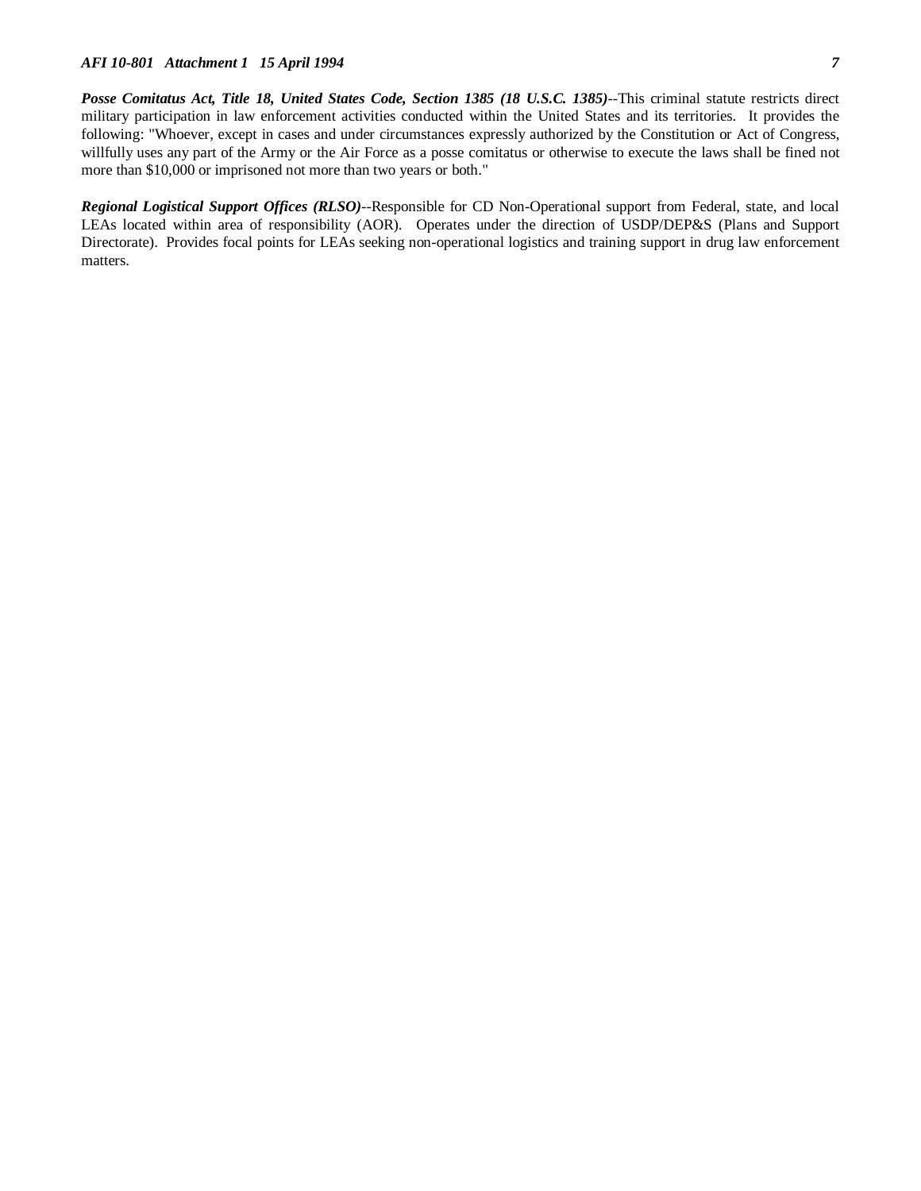***Posse Comitatus Act, Title 18, United States Code, Section 1385 (18 U.S.C. 1385)***--This criminal statute restricts direct military participation in law enforcement activities conducted within the United States and its territories. It provides the following: "Whoever, except in cases and under circumstances expressly authorized by the Constitution or Act of Congress, willfully uses any part of the Army or the Air Force as a posse comitatus or otherwise to execute the laws shall be fined not more than $10,000 or imprisoned not more than two years or both."

***Regional Logistical Support Offices (RLSO)***--Responsible for CD Non-Operational support from Federal, state, and local LEAs located within area of responsibility (AOR). Operates under the direction of USDP/DEP&S (Plans and Support Directorate). Provides focal points for LEAs seeking non-operational logistics and training support in drug law enforcement matters.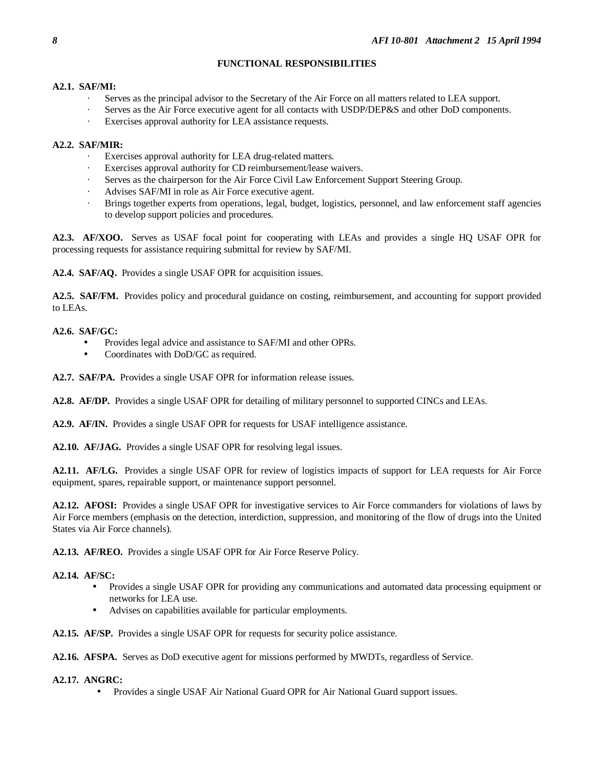## FUNCTIONAL RESPONSIBILITIES

**A2.1. SAF/MI:**

- Serves as the principal advisor to the Secretary of the Air Force on all matters related to LEA support.
- Serves as the Air Force executive agent for all contacts with USDP/DEP&S and other DoD components.
- Exercises approval authority for LEA assistance requests.

**A2.2. SAF/MIR:**

- Exercises approval authority for LEA drug-related matters.
- Exercises approval authority for CD reimbursement/lease waivers.
- Serves as the chairperson for the Air Force Civil Law Enforcement Support Steering Group.
- Advises SAF/MI in role as Air Force executive agent.
- Brings together experts from operations, legal, budget, logistics, personnel, and law enforcement staff agencies to develop support policies and procedures.

**A2.3. AF/XOO.** Serves as USAF focal point for cooperating with LEAs and provides a single HQ USAF OPR for processing requests for assistance requiring submittal for review by SAF/MI.

**A2.4. SAF/AQ.** Provides a single USAF OPR for acquisition issues.

**A2.5. SAF/FM.** Provides policy and procedural guidance on costing, reimbursement, and accounting for support provided to LEAs.

**A2.6. SAF/GC:**

- Provides legal advice and assistance to SAF/MI and other OPRs.
- Coordinates with DoD/GC as required.

**A2.7. SAF/PA.** Provides a single USAF OPR for information release issues.

**A2.8. AF/DP.** Provides a single USAF OPR for detailing of military personnel to supported CINCs and LEAs.

**A2.9. AF/IN.** Provides a single USAF OPR for requests for USAF intelligence assistance.

**A2.10. AF/JAG.** Provides a single USAF OPR for resolving legal issues.

**A2.11. AF/LG.** Provides a single USAF OPR for review of logistics impacts of support for LEA requests for Air Force equipment, spares, repairable support, or maintenance support personnel.

**A2.12. AFOSI:** Provides a single USAF OPR for investigative services to Air Force commanders for violations of laws by Air Force members (emphasis on the detection, interdiction, suppression, and monitoring of the flow of drugs into the United States via Air Force channels).

**A2.13. AF/REO.** Provides a single USAF OPR for Air Force Reserve Policy.

**A2.14. AF/SC:**

- Provides a single USAF OPR for providing any communications and automated data processing equipment or networks for LEA use.
- Advises on capabilities available for particular employments.

**A2.15. AF/SP.** Provides a single USAF OPR for requests for security police assistance.

**A2.16. AFSPA.** Serves as DoD executive agent for missions performed by MWDTs, regardless of Service.

**A2.17. ANGRC:**

- Provides a single USAF Air National Guard OPR for Air National Guard support issues.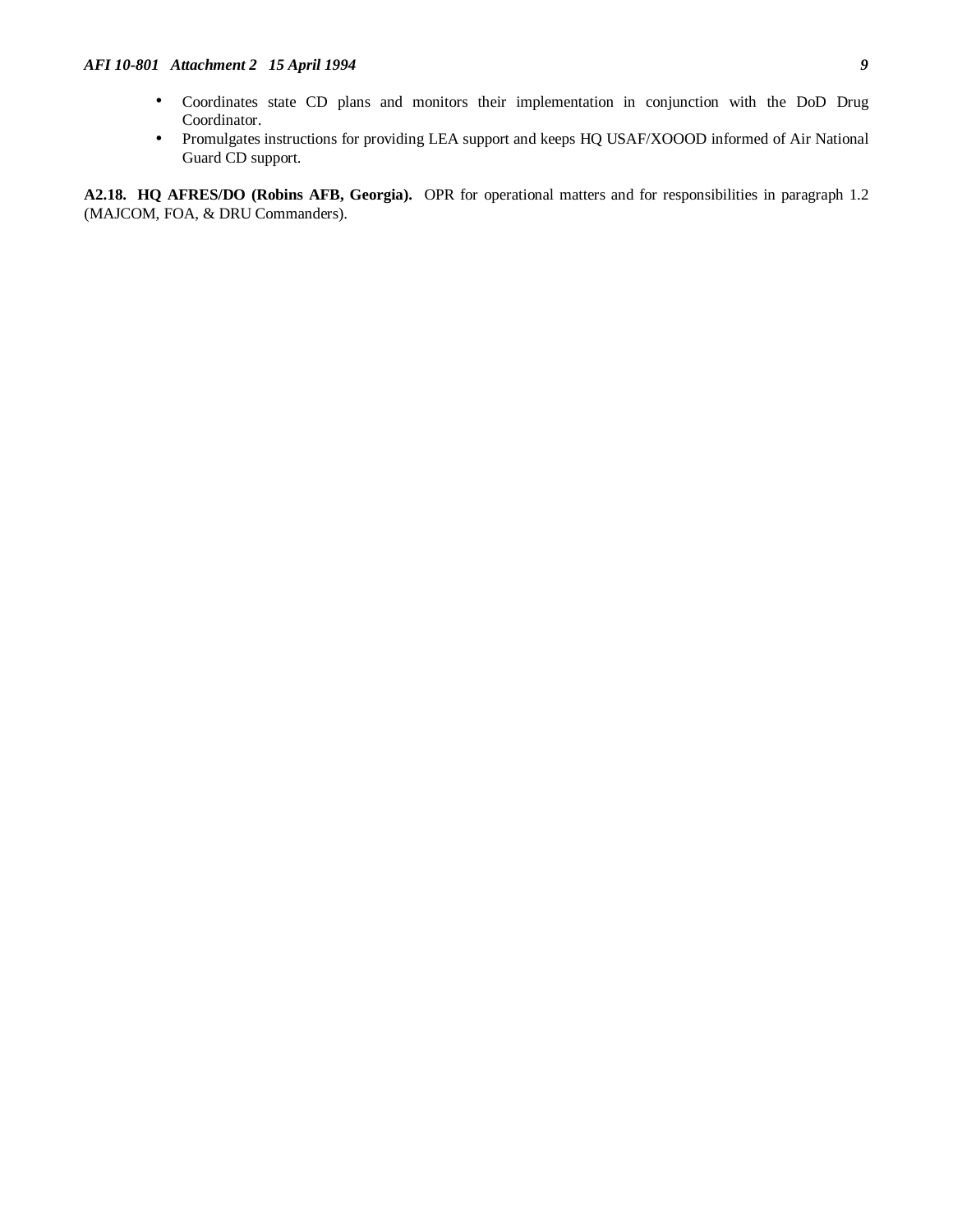- Coordinates state CD plans and monitors their implementation in conjunction with the DoD Drug Coordinator.
- Promulgates instructions for providing LEA support and keeps HQ USAF/XOOOD informed of Air National Guard CD support.

**A2.18. HQ AFRES/DO (Robins AFB, Georgia).** OPR for operational matters and for responsibilities in paragraph 1.2 (MAJCOM, FOA, & DRU Commanders).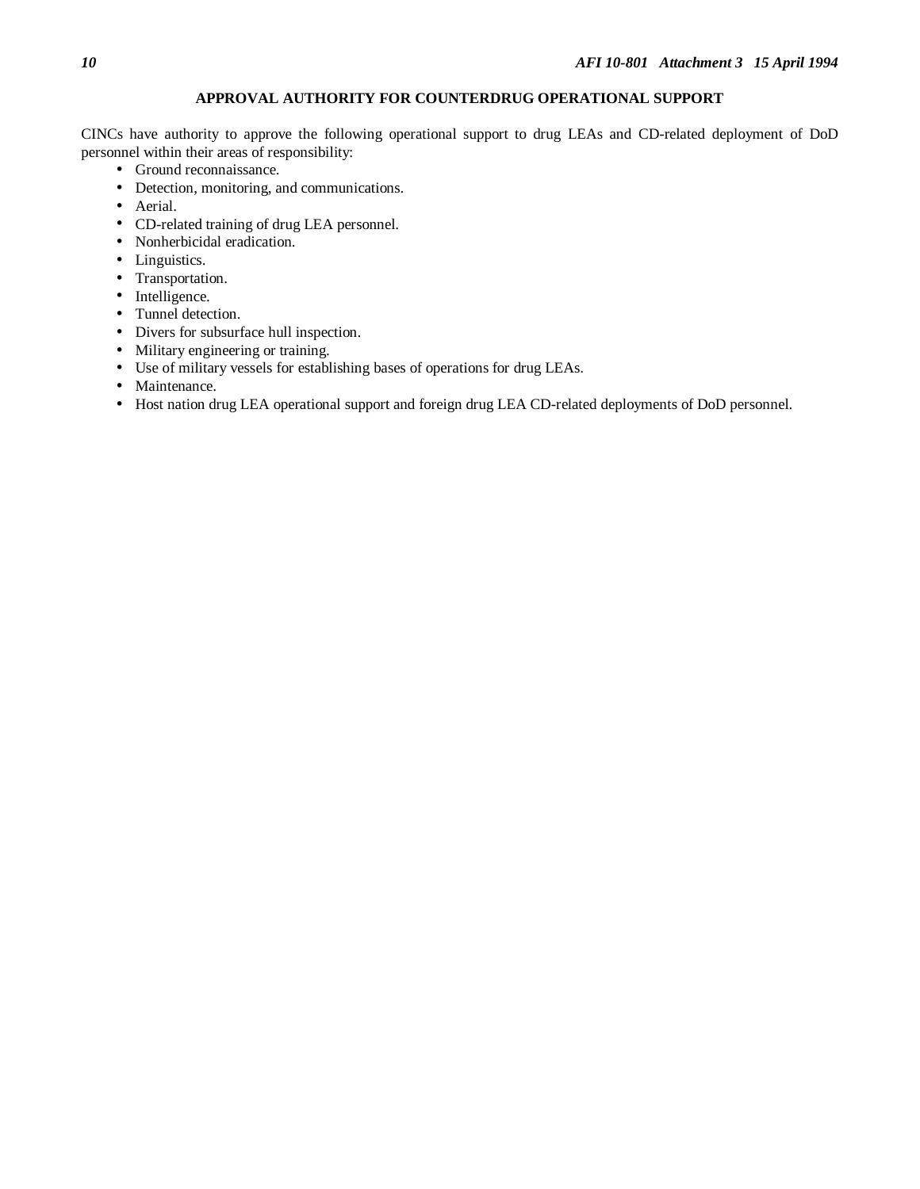## APPROVAL AUTHORITY FOR COUNTERDRUG OPERATIONAL SUPPORT

CINCs have authority to approve the following operational support to drug LEAs and CD-related deployment of DoD personnel within their areas of responsibility:

- Ground reconnaissance.
- Detection, monitoring, and communications.
- Aerial.
- CD-related training of drug LEA personnel.
- Nonherbicidal eradication.
- Linguistics.
- Transportation.
- Intelligence.
- Tunnel detection.
- Divers for subsurface hull inspection.
- Military engineering or training.
- Use of military vessels for establishing bases of operations for drug LEAs.
- Maintenance.
- Host nation drug LEA operational support and foreign drug LEA CD-related deployments of DoD personnel.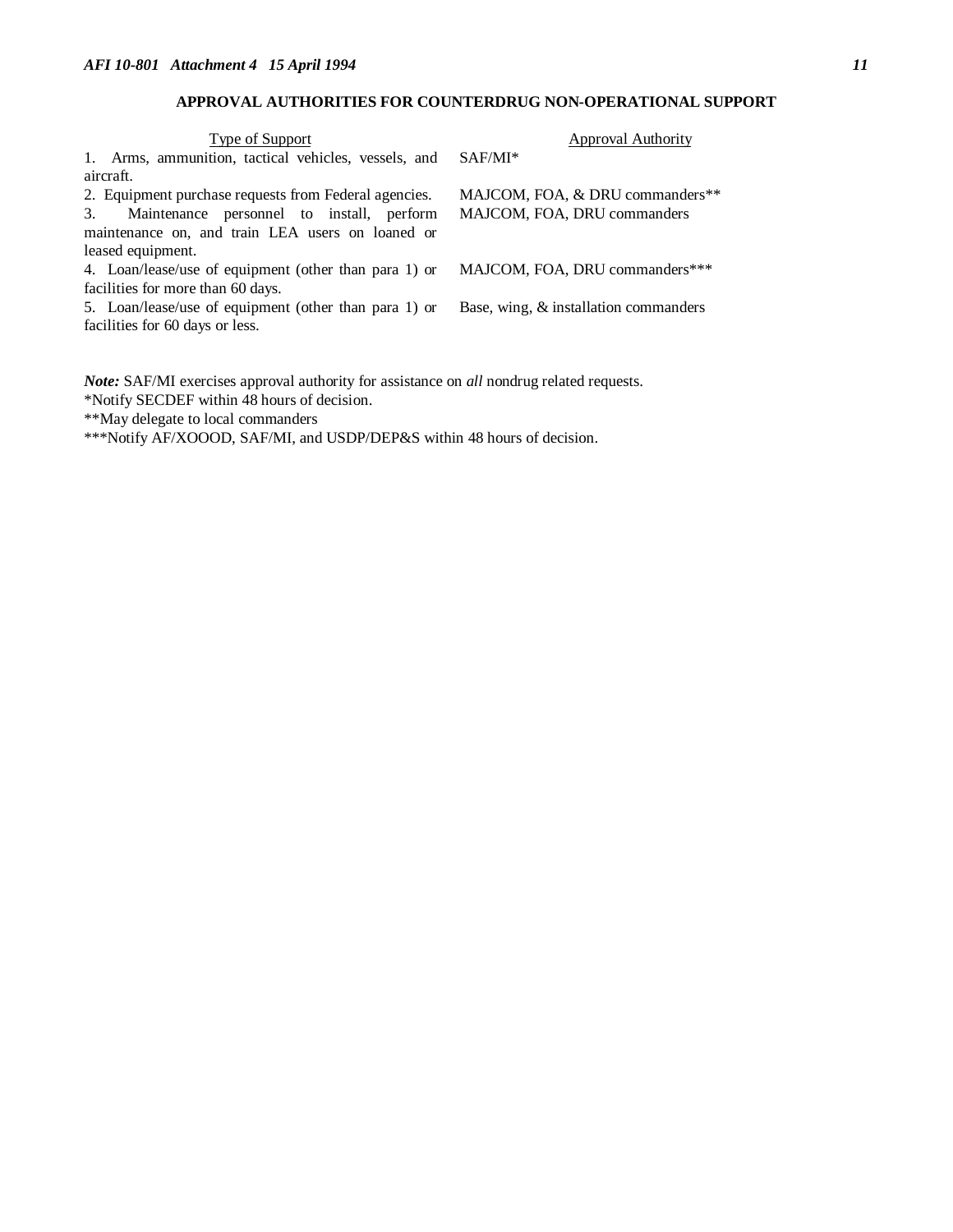## APPROVAL AUTHORITIES FOR COUNTERDRUG NON-OPERATIONAL SUPPORT

| Type of Support | Approval Authority |
|---|---|
| 1. Arms, ammunition, tactical vehicles, vessels, and aircraft. | SAF/MI* |
| 2. Equipment purchase requests from Federal agencies. | MAJCOM, FOA, & DRU commanders** |
| 3. Maintenance personnel to install, perform maintenance on, and train LEA users on loaned or leased equipment. | MAJCOM, FOA, DRU commanders |
| 4. Loan/lease/use of equipment (other than para 1) or facilities for more than 60 days. | MAJCOM, FOA, DRU commanders*** |
| 5. Loan/lease/use of equipment (other than para 1) or facilities for 60 days or less. | Base, wing, & installation commanders |

***Note:*** SAF/MI exercises approval authority for assistance on *all* nondrug related requests.
*Notify SECDEF within 48 hours of decision.
**May delegate to local commanders
***Notify AF/XOOOD, SAF/MI, and USDP/DEP&S within 48 hours of decision.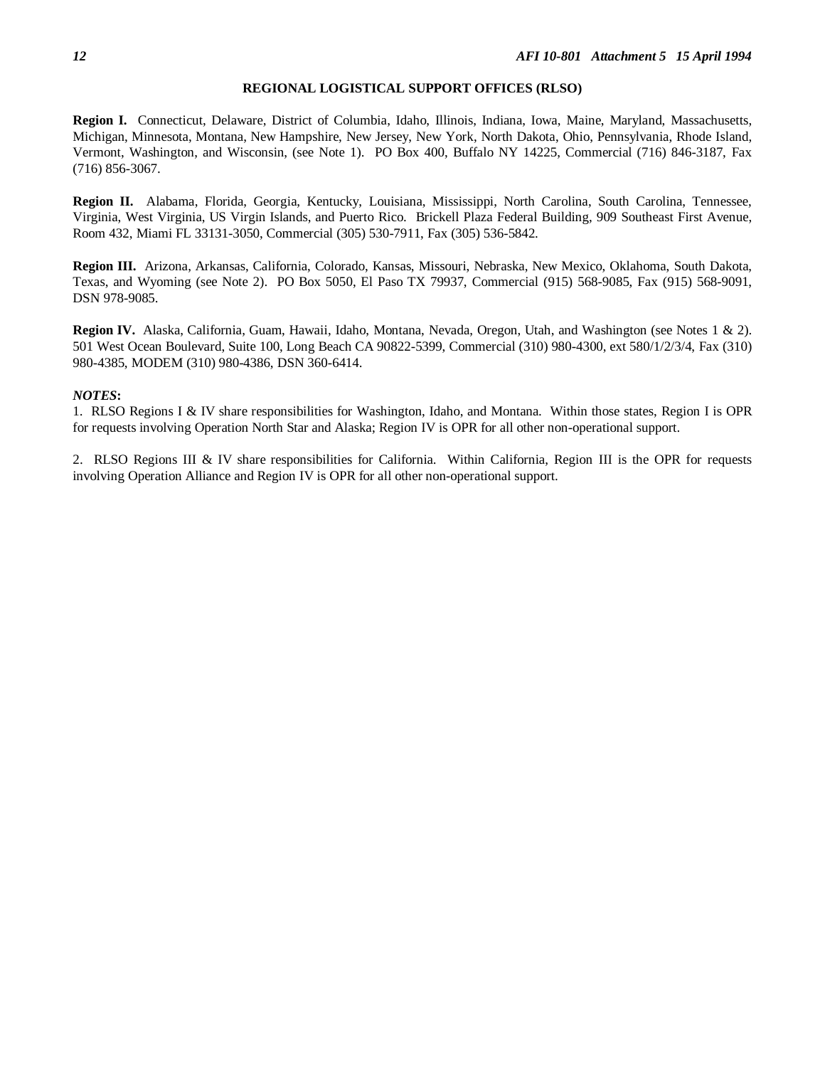## REGIONAL LOGISTICAL SUPPORT OFFICES (RLSO)

**Region I.** Connecticut, Delaware, District of Columbia, Idaho, Illinois, Indiana, Iowa, Maine, Maryland, Massachusetts, Michigan, Minnesota, Montana, New Hampshire, New Jersey, New York, North Dakota, Ohio, Pennsylvania, Rhode Island, Vermont, Washington, and Wisconsin, (see Note 1). PO Box 400, Buffalo NY 14225, Commercial (716) 846-3187, Fax (716) 856-3067.

**Region II.** Alabama, Florida, Georgia, Kentucky, Louisiana, Mississippi, North Carolina, South Carolina, Tennessee, Virginia, West Virginia, US Virgin Islands, and Puerto Rico. Brickell Plaza Federal Building, 909 Southeast First Avenue, Room 432, Miami FL 33131-3050, Commercial (305) 530-7911, Fax (305) 536-5842.

**Region III.** Arizona, Arkansas, California, Colorado, Kansas, Missouri, Nebraska, New Mexico, Oklahoma, South Dakota, Texas, and Wyoming (see Note 2). PO Box 5050, El Paso TX 79937, Commercial (915) 568-9085, Fax (915) 568-9091, DSN 978-9085.

**Region IV.** Alaska, California, Guam, Hawaii, Idaho, Montana, Nevada, Oregon, Utah, and Washington (see Notes 1 & 2). 501 West Ocean Boulevard, Suite 100, Long Beach CA 90822-5399, Commercial (310) 980-4300, ext 580/1/2/3/4, Fax (310) 980-4385, MODEM (310) 980-4386, DSN 360-6414.

***NOTES*:**

1. RLSO Regions I & IV share responsibilities for Washington, Idaho, and Montana. Within those states, Region I is OPR for requests involving Operation North Star and Alaska; Region IV is OPR for all other non-operational support.

2. RLSO Regions III & IV share responsibilities for California. Within California, Region III is the OPR for requests involving Operation Alliance and Region IV is OPR for all other non-operational support.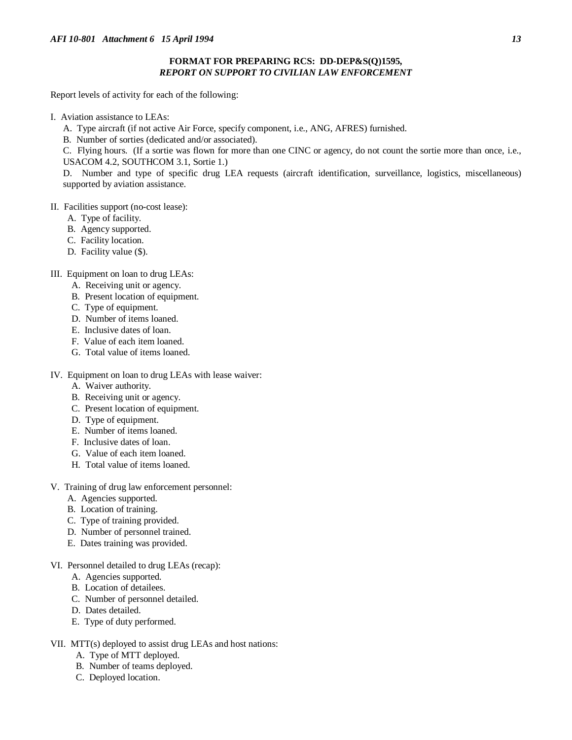**FORMAT FOR PREPARING RCS: DD-DEP&S(Q)1595,**
***REPORT ON SUPPORT TO CIVILIAN LAW ENFORCEMENT***

Report levels of activity for each of the following:

I. Aviation assistance to LEAs:

A. Type aircraft (if not active Air Force, specify component, i.e., ANG, AFRES) furnished.

B. Number of sorties (dedicated and/or associated).

C. Flying hours. (If a sortie was flown for more than one CINC or agency, do not count the sortie more than once, i.e., USACOM 4.2, SOUTHCOM 3.1, Sortie 1.)

D. Number and type of specific drug LEA requests (aircraft identification, surveillance, logistics, miscellaneous) supported by aviation assistance.

II. Facilities support (no-cost lease):

A. Type of facility.
B. Agency supported.
C. Facility location.
D. Facility value ($).

III. Equipment on loan to drug LEAs:

A. Receiving unit or agency.
B. Present location of equipment.
C. Type of equipment.
D. Number of items loaned.
E. Inclusive dates of loan.
F. Value of each item loaned.
G. Total value of items loaned.

IV. Equipment on loan to drug LEAs with lease waiver:

A. Waiver authority.
B. Receiving unit or agency.
C. Present location of equipment.
D. Type of equipment.
E. Number of items loaned.
F. Inclusive dates of loan.
G. Value of each item loaned.
H. Total value of items loaned.

V. Training of drug law enforcement personnel:

A. Agencies supported.
B. Location of training.
C. Type of training provided.
D. Number of personnel trained.
E. Dates training was provided.

VI. Personnel detailed to drug LEAs (recap):

A. Agencies supported.
B. Location of detailees.
C. Number of personnel detailed.
D. Dates detailed.
E. Type of duty performed.

VII. MTT(s) deployed to assist drug LEAs and host nations:

A. Type of MTT deployed.
B. Number of teams deployed.
C. Deployed location.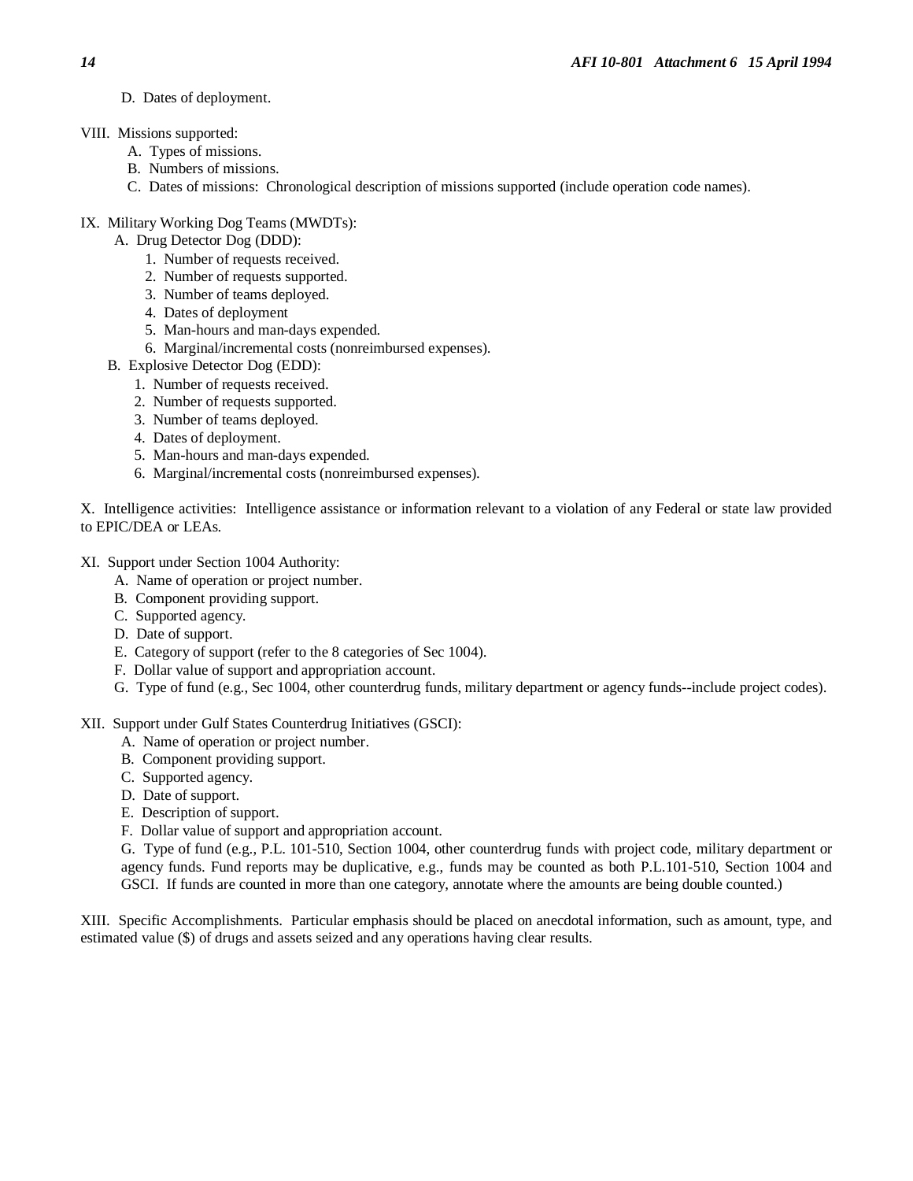D. Dates of deployment.

VIII. Missions supported:

A. Types of missions.
B. Numbers of missions.
C. Dates of missions: Chronological description of missions supported (include operation code names).

IX. Military Working Dog Teams (MWDTs):

A. Drug Detector Dog (DDD):
1. Number of requests received.
2. Number of requests supported.
3. Number of teams deployed.
4. Dates of deployment
5. Man-hours and man-days expended.
6. Marginal/incremental costs (nonreimbursed expenses).

B. Explosive Detector Dog (EDD):
1. Number of requests received.
2. Number of requests supported.
3. Number of teams deployed.
4. Dates of deployment.
5. Man-hours and man-days expended.
6. Marginal/incremental costs (nonreimbursed expenses).

X. Intelligence activities: Intelligence assistance or information relevant to a violation of any Federal or state law provided to EPIC/DEA or LEAs.

XI. Support under Section 1004 Authority:

A. Name of operation or project number.
B. Component providing support.
C. Supported agency.
D. Date of support.
E. Category of support (refer to the 8 categories of Sec 1004).
F. Dollar value of support and appropriation account.
G. Type of fund (e.g., Sec 1004, other counterdrug funds, military department or agency funds--include project codes).

XII. Support under Gulf States Counterdrug Initiatives (GSCI):

A. Name of operation or project number.
B. Component providing support.
C. Supported agency.
D. Date of support.
E. Description of support.
F. Dollar value of support and appropriation account.
G. Type of fund (e.g., P.L. 101-510, Section 1004, other counterdrug funds with project code, military department or agency funds. Fund reports may be duplicative, e.g., funds may be counted as both P.L.101-510, Section 1004 and GSCI. If funds are counted in more than one category, annotate where the amounts are being double counted.)

XIII. Specific Accomplishments. Particular emphasis should be placed on anecdotal information, such as amount, type, and estimated value ($) of drugs and assets seized and any operations having clear results.